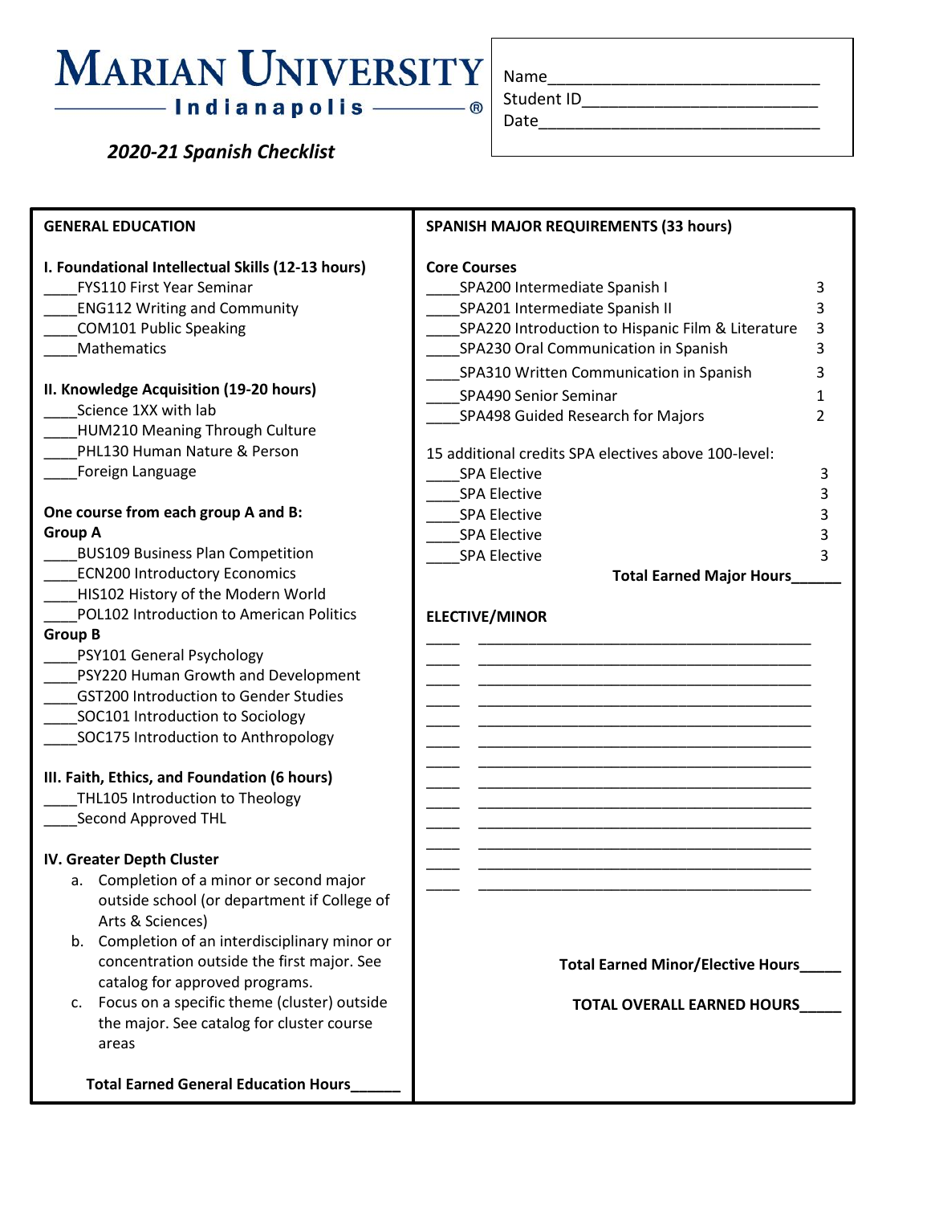# Marian University Indianapolis

*2020-21 Spanish Checklist*

Name\_\_\_\_\_\_\_\_\_\_\_\_\_\_\_\_\_\_\_\_\_\_\_\_\_\_\_\_
Student ID\_\_\_\_\_\_\_\_\_\_\_\_\_\_\_\_\_\_\_\_\_\_\_\_\_
Date\_\_\_\_\_\_\_\_\_\_\_\_\_\_\_\_\_\_\_\_\_\_\_\_\_\_\_\_\_

## GENERAL EDUCATION

**I. Foundational Intellectual Skills (12-13 hours)**

- \_\_\_\_FYS110 First Year Seminar
- \_\_\_\_ENG112 Writing and Community
- \_\_\_\_COM101 Public Speaking
- \_\_\_\_Mathematics

**II. Knowledge Acquisition (19-20 hours)**

- \_\_\_\_Science 1XX with lab
- \_\_\_\_HUM210 Meaning Through Culture
- \_\_\_\_PHL130 Human Nature & Person
- \_\_\_\_Foreign Language

**One course from each group A and B:**

**Group A**

- \_\_\_\_BUS109 Business Plan Competition
- \_\_\_\_ECN200 Introductory Economics
- \_\_\_\_HIS102 History of the Modern World
- \_\_\_\_POL102 Introduction to American Politics

**Group B**

- \_\_\_\_PSY101 General Psychology
- \_\_\_\_PSY220 Human Growth and Development
- \_\_\_\_GST200 Introduction to Gender Studies
- \_\_\_\_SOC101 Introduction to Sociology
- \_\_\_\_SOC175 Introduction to Anthropology

**III. Faith, Ethics, and Foundation (6 hours)**

- \_\_\_\_THL105 Introduction to Theology
- \_\_\_\_Second Approved THL

**IV. Greater Depth Cluster**

a. Completion of a minor or second major outside school (or department if College of Arts & Sciences)
b. Completion of an interdisciplinary minor or concentration outside the first major. See catalog for approved programs.
c. Focus on a specific theme (cluster) outside the major. See catalog for cluster course areas

**Total Earned General Education Hours\_\_\_\_\_\_**

## SPANISH MAJOR REQUIREMENTS (33 hours)

**Core Courses**

| Course | Hours |
|---|---|
| \_\_\_\_SPA200 Intermediate Spanish I | 3 |
| \_\_\_\_SPA201 Intermediate Spanish II | 3 |
| \_\_\_\_SPA220 Introduction to Hispanic Film & Literature | 3 |
| \_\_\_\_SPA230 Oral Communication in Spanish | 3 |
| \_\_\_\_SPA310 Written Communication in Spanish | 3 |
| \_\_\_\_SPA490 Senior Seminar | 1 |
| \_\_\_\_SPA498 Guided Research for Majors | 2 |

15 additional credits SPA electives above 100-level:

| Course | Hours |
|---|---|
| \_\_\_\_SPA Elective | 3 |
| \_\_\_\_SPA Elective | 3 |
| \_\_\_\_SPA Elective | 3 |
| \_\_\_\_SPA Elective | 3 |
| \_\_\_\_SPA Elective | 3 |

**Total Earned Major Hours\_\_\_\_\_\_**

## ELECTIVE/MINOR

\_\_\_\_ \_\_\_\_\_\_\_\_\_\_\_\_\_\_\_\_\_\_\_\_\_\_\_\_\_\_\_\_\_\_\_\_\_\_\_\_\_\_\_\_
\_\_\_\_ \_\_\_\_\_\_\_\_\_\_\_\_\_\_\_\_\_\_\_\_\_\_\_\_\_\_\_\_\_\_\_\_\_\_\_\_\_\_\_\_
\_\_\_\_ \_\_\_\_\_\_\_\_\_\_\_\_\_\_\_\_\_\_\_\_\_\_\_\_\_\_\_\_\_\_\_\_\_\_\_\_\_\_\_\_
\_\_\_\_ \_\_\_\_\_\_\_\_\_\_\_\_\_\_\_\_\_\_\_\_\_\_\_\_\_\_\_\_\_\_\_\_\_\_\_\_\_\_\_\_
\_\_\_\_ \_\_\_\_\_\_\_\_\_\_\_\_\_\_\_\_\_\_\_\_\_\_\_\_\_\_\_\_\_\_\_\_\_\_\_\_\_\_\_\_
\_\_\_\_ \_\_\_\_\_\_\_\_\_\_\_\_\_\_\_\_\_\_\_\_\_\_\_\_\_\_\_\_\_\_\_\_\_\_\_\_\_\_\_\_
\_\_\_\_ \_\_\_\_\_\_\_\_\_\_\_\_\_\_\_\_\_\_\_\_\_\_\_\_\_\_\_\_\_\_\_\_\_\_\_\_\_\_\_\_
\_\_\_\_ \_\_\_\_\_\_\_\_\_\_\_\_\_\_\_\_\_\_\_\_\_\_\_\_\_\_\_\_\_\_\_\_\_\_\_\_\_\_\_\_
\_\_\_\_ \_\_\_\_\_\_\_\_\_\_\_\_\_\_\_\_\_\_\_\_\_\_\_\_\_\_\_\_\_\_\_\_\_\_\_\_\_\_\_\_
\_\_\_\_ \_\_\_\_\_\_\_\_\_\_\_\_\_\_\_\_\_\_\_\_\_\_\_\_\_\_\_\_\_\_\_\_\_\_\_\_\_\_\_\_
\_\_\_\_ \_\_\_\_\_\_\_\_\_\_\_\_\_\_\_\_\_\_\_\_\_\_\_\_\_\_\_\_\_\_\_\_\_\_\_\_\_\_\_\_
\_\_\_\_ \_\_\_\_\_\_\_\_\_\_\_\_\_\_\_\_\_\_\_\_\_\_\_\_\_\_\_\_\_\_\_\_\_\_\_\_\_\_\_\_
\_\_\_\_ \_\_\_\_\_\_\_\_\_\_\_\_\_\_\_\_\_\_\_\_\_\_\_\_\_\_\_\_\_\_\_\_\_\_\_\_\_\_\_\_

**Total Earned Minor/Elective Hours\_\_\_\_\_**

**TOTAL OVERALL EARNED HOURS\_\_\_\_\_**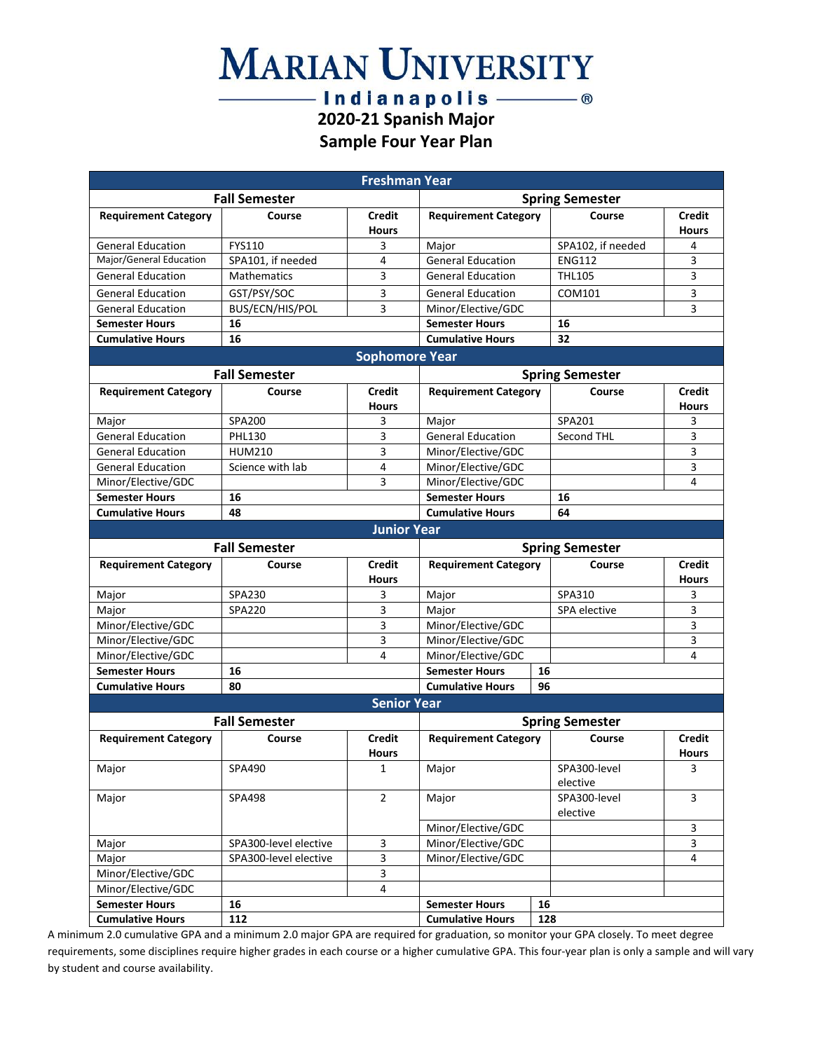# Marian University
## Indianapolis
## 2020-21 Spanish Major
## Sample Four Year Plan

| Freshman Year | | | | | |
|---|---|---|---|---|---|
| **Fall Semester** | | | **Spring Semester** | | |
| **Requirement Category** | **Course** | **Credit Hours** | **Requirement Category** | **Course** | **Credit Hours** |
| General Education | FYS110 | 3 | Major | SPA102, if needed | 4 |
| Major/General Education | SPA101, if needed | 4 | General Education | ENG112 | 3 |
| General Education | Mathematics | 3 | General Education | THL105 | 3 |
| General Education | GST/PSY/SOC | 3 | General Education | COM101 | 3 |
| General Education | BUS/ECN/HIS/POL | 3 | Minor/Elective/GDC | | 3 |
| **Semester Hours** | **16** | | **Semester Hours** | **16** | |
| **Cumulative Hours** | **16** | | **Cumulative Hours** | **32** | |

| Sophomore Year | | | | | |
|---|---|---|---|---|---|
| **Fall Semester** | | | **Spring Semester** | | |
| **Requirement Category** | **Course** | **Credit Hours** | **Requirement Category** | **Course** | **Credit Hours** |
| Major | SPA200 | 3 | Major | SPA201 | 3 |
| General Education | PHL130 | 3 | General Education | Second THL | 3 |
| General Education | HUM210 | 3 | Minor/Elective/GDC | | 3 |
| General Education | Science with lab | 4 | Minor/Elective/GDC | | 3 |
| Minor/Elective/GDC | | 3 | Minor/Elective/GDC | | 4 |
| **Semester Hours** | **16** | | **Semester Hours** | **16** | |
| **Cumulative Hours** | **48** | | **Cumulative Hours** | **64** | |

| Junior Year | | | | | |
|---|---|---|---|---|---|
| **Fall Semester** | | | **Spring Semester** | | |
| **Requirement Category** | **Course** | **Credit Hours** | **Requirement Category** | **Course** | **Credit Hours** |
| Major | SPA230 | 3 | Major | SPA310 | 3 |
| Major | SPA220 | 3 | Major | SPA elective | 3 |
| Minor/Elective/GDC | | 3 | Minor/Elective/GDC | | 3 |
| Minor/Elective/GDC | | 3 | Minor/Elective/GDC | | 3 |
| Minor/Elective/GDC | | 4 | Minor/Elective/GDC | | 4 |
| **Semester Hours** | **16** | | **Semester Hours** | **16** | |
| **Cumulative Hours** | **80** | | **Cumulative Hours** | **96** | |

| Senior Year | | | | | |
|---|---|---|---|---|---|
| **Fall Semester** | | | **Spring Semester** | | |
| **Requirement Category** | **Course** | **Credit Hours** | **Requirement Category** | **Course** | **Credit Hours** |
| Major | SPA490 | 1 | Major | SPA300-level elective | 3 |
| Major | SPA498 | 2 | Major | SPA300-level elective | 3 |
| | | | Minor/Elective/GDC | | 3 |
| Major | SPA300-level elective | 3 | Minor/Elective/GDC | | 3 |
| Major | SPA300-level elective | 3 | Minor/Elective/GDC | | 4 |
| Minor/Elective/GDC | | 3 | | | |
| Minor/Elective/GDC | | 4 | | | |
| **Semester Hours** | **16** | | **Semester Hours** | **16** | |
| **Cumulative Hours** | **112** | | **Cumulative Hours** | **128** | |

A minimum 2.0 cumulative GPA and a minimum 2.0 major GPA are required for graduation, so monitor your GPA closely. To meet degree requirements, some disciplines require higher grades in each course or a higher cumulative GPA. This four-year plan is only a sample and will vary by student and course availability.